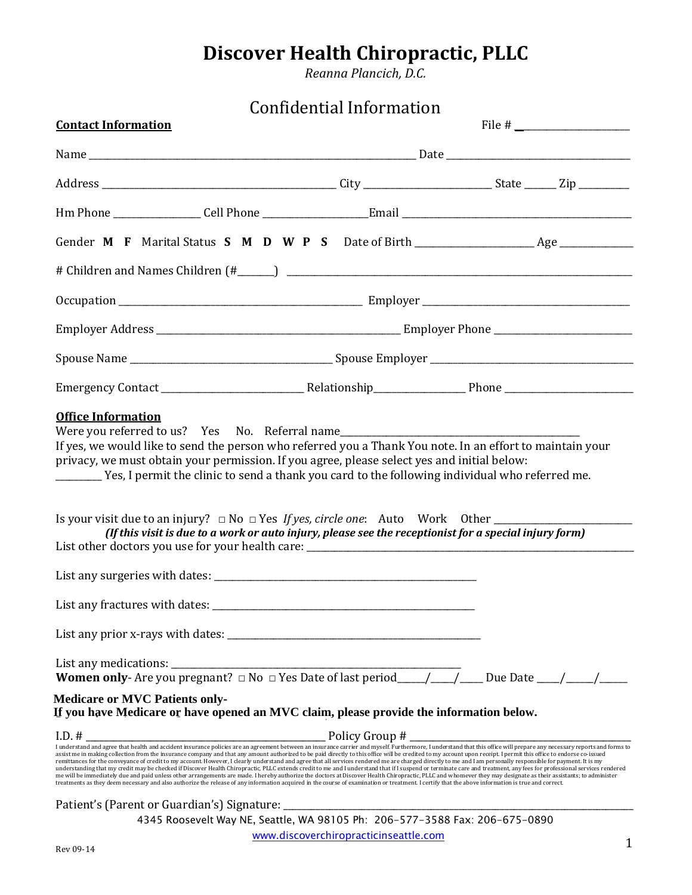# Discover Health Chiropractic, PLLC

*Reanna Plancich, D.C.*

## Confidential Information

**Contact Information** File # ___________________

Name ______________________________________________________________ Date ___________________________________

Address ____________________________________________ City ________________________ State ______ Zip _________

Hm Phone ________________ Cell Phone ___________________Email ___________________________________________

Gender **M F** Marital Status **S M D W P S** Date of Birth ______________________ Age ______________

# Children and Names Children (#_______) ________________________________________________________________

Occupation _____________________________________________ Employer ________________________________________

Employer Address ______________________________________________ Employer Phone __________________________

Spouse Name _______________________________________ Spouse Employer ________________________________________

Emergency Contact ___________________________ Relationship_________________ Phone ________________________

**Office Information**

Were you referred to us? Yes No. Referral name_____________________________________________

If yes, we would like to send the person who referred you a Thank You note. In an effort to maintain your privacy, we must obtain your permission. If you agree, please select yes and initial below:

_________ Yes, I permit the clinic to send a thank you card to the following individual who referred me.

Is your visit due to an injury? □ No □ Yes *If yes, circle one*: Auto Work Other __________________________

***(If this visit is due to a work or auto injury, please see the receptionist for a special injury form)***

List other doctors you use for your health care: _____________________________________________________________

List any surgeries with dates: _____________________________________________________

List any fractures with dates: _____________________________________________________

List any prior x-rays with dates: ___________________________________________________

List any medications: _________________________________________________________

**Women only**- Are you pregnant? □ No □ Yes Date of last period_____/____/____ Due Date ____/_____/_____

**Medicare or MVC Patients only-**
**If you have Medicare or have opened an MVC claim, please provide the information below.**

I.D. # ______________________________________________ Policy Group # __________________________________________

I understand and agree that health and accident insurance policies are an agreement between an insurance carrier and myself. Furthermore, I understand that this office will prepare any necessary reports and forms to assist me in making collection from the insurance company and that any amount authorized to be paid directly to this office will be credited to my account upon receipt. I permit this office to endorse co-issued remittances for the conveyance of credit to my account. However, I clearly understand and agree that all services rendered me are charged directly to me and I am personally responsible for payment. It is my understanding that my credit may be checked if Discover Health Chiropractic, PLLC extends credit to me and I understand that if I suspend or terminate care and treatment, any fees for professional services rendered me will be immediately due and paid unless other arrangements are made. I hereby authorize the doctors at Discover Health Chiropractic, PLLC and whomever they may designate as their assistants; to administer treatments as they deem necessary and also authorize the release of any information acquired in the course of examination or treatment. I certify that the above information is true and correct.

Patient's (Parent or Guardian's) Signature: _______________________________________________________________

4345 Roosevelt Way NE, Seattle, WA 98105 Ph: 206-577-3588 Fax: 206-675-0890

www.discoverchiropracticinseattle.com

Rev 09-14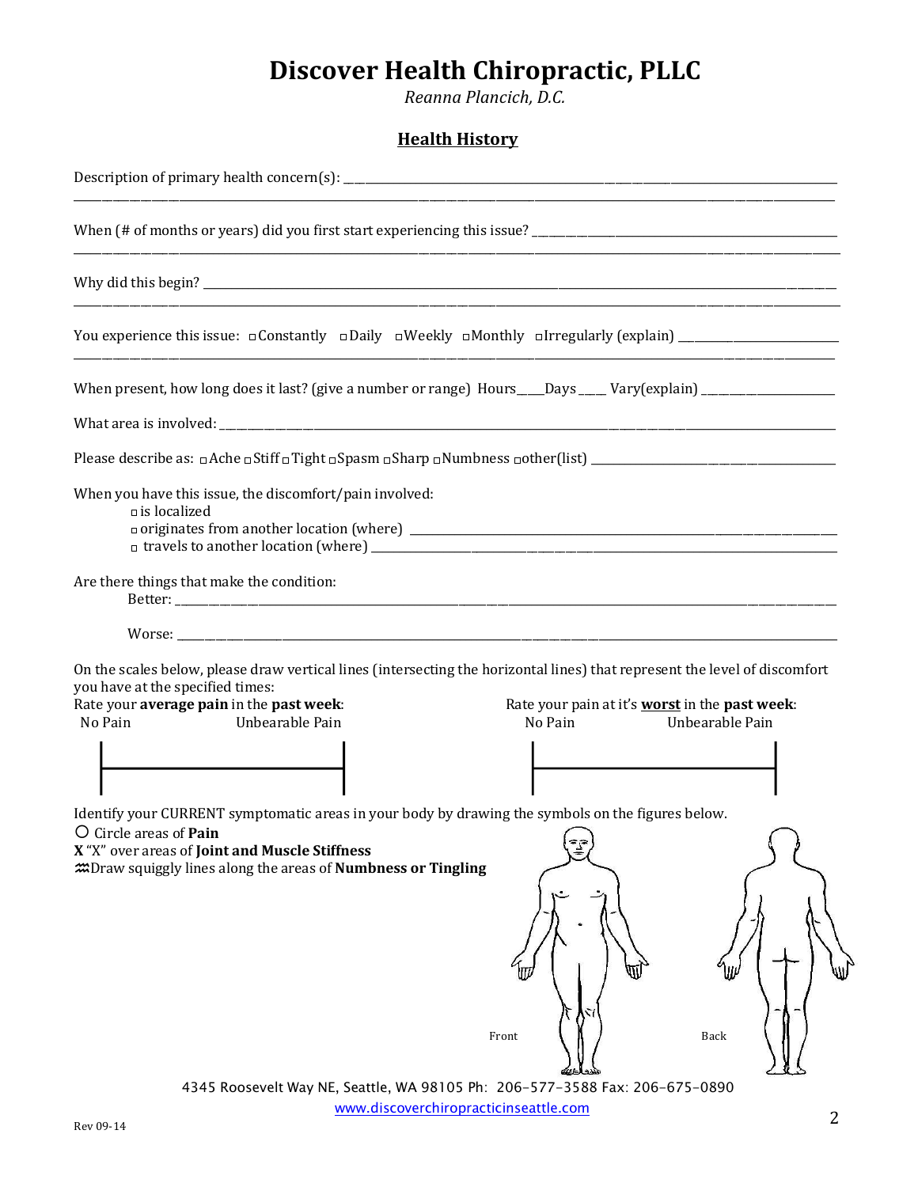# Discover Health Chiropractic, PLLC

*Reanna Plancich, D.C.*

## Health History

Description of primary health concern(s): ______________________________________________

______________________________________________

When (# of months or years) did you first start experiencing this issue? ______________________

______________________________________________

Why did this begin? ______________________________________________

______________________________________________

You experience this issue: □ Constantly □ Daily □ Weekly □ Monthly □ Irregularly (explain) ______________

______________________________________________

When present, how long does it last? (give a number or range) Hours____ Days____ Vary(explain) ____________

What area is involved: ______________________________________________

Please describe as: □ Ache □ Stiff □ Tight □ Spasm □ Sharp □ Numbness □ other(list) ______________________

When you have this issue, the discomfort/pain involved:

- □ is localized
- □ originates from another location (where) ______________________________
- □ travels to another location (where) ______________________________

Are there things that make the condition:

Better: ______________________________________________

Worse: ______________________________________________

On the scales below, please draw vertical lines (intersecting the horizontal lines) that represent the level of discomfort you have at the specified times:

Rate your **average pain** in the **past week**:

No Pain |————————————| Unbearable Pain

Rate your pain at it's **worst** in the **past week**:

No Pain |————————————| Unbearable Pain

Identify your CURRENT symptomatic areas in your body by drawing the symbols on the figures below.

- ○ Circle areas of **Pain**
- **X** "X" over areas of **Joint and Muscle Stiffness**
- ≈ Draw squiggly lines along the areas of **Numbness or Tingling**

Front Back

4345 Roosevelt Way NE, Seattle, WA 98105 Ph: 206-577-3588 Fax: 206-675-0890

www.discoverchiropracticinseattle.com

Rev 09-14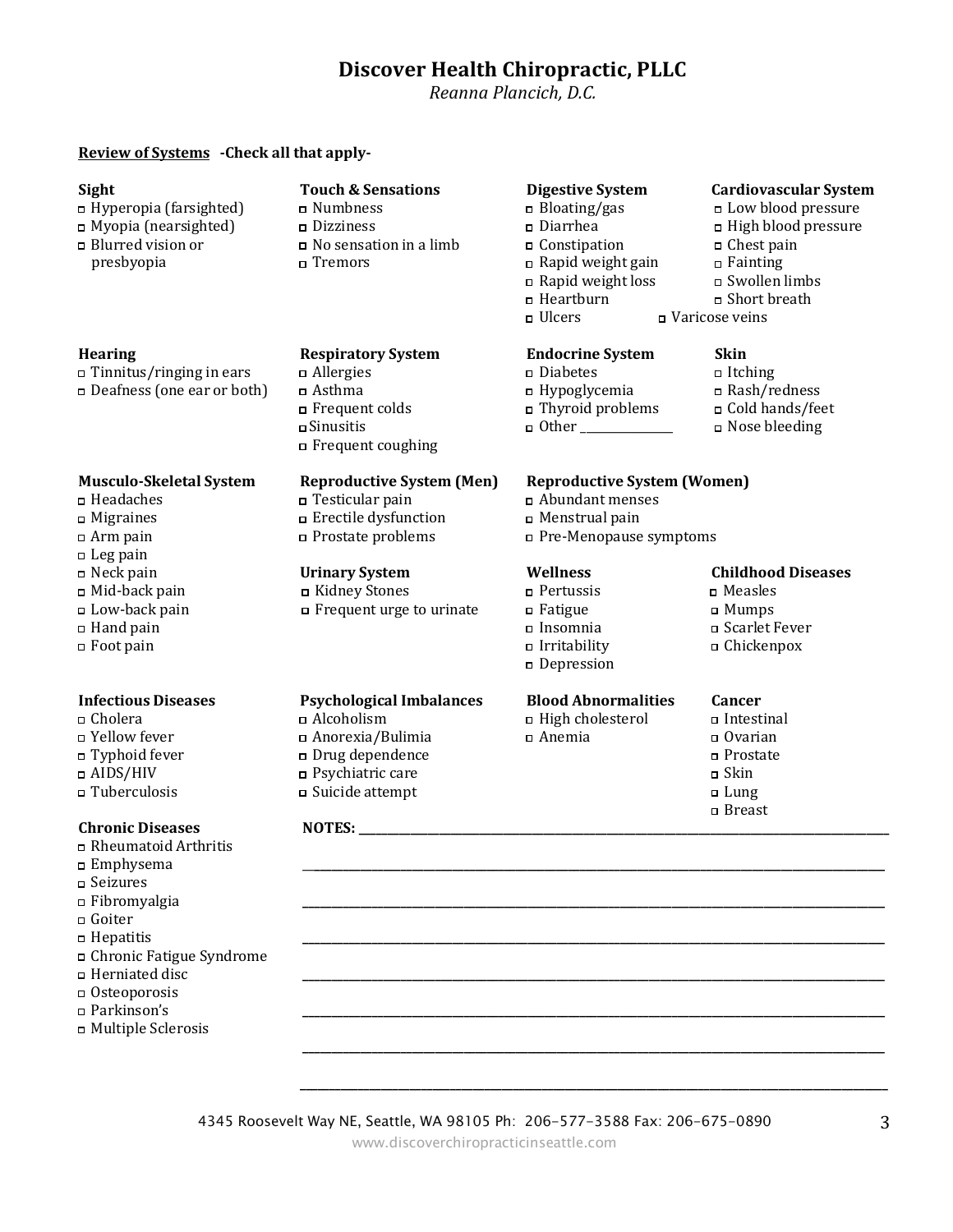# Discover Health Chiropractic, PLLC

*Reanna Plancich, D.C.*

**Review of Systems** **-Check all that apply-**

**Sight**
- ☐ Hyperopia (farsighted)
- ☐ Myopia (nearsighted)
- ☐ Blurred vision or presbyopia

**Touch & Sensations**
- ☐ Numbness
- ☐ Dizziness
- ☐ No sensation in a limb
- ☐ Tremors

**Digestive System**
- ☐ Bloating/gas
- ☐ Diarrhea
- ☐ Constipation
- ☐ Rapid weight gain
- ☐ Rapid weight loss
- ☐ Heartburn
- ☐ Ulcers

**Cardiovascular System**
- ☐ Low blood pressure
- ☐ High blood pressure
- ☐ Chest pain
- ☐ Fainting
- ☐ Swollen limbs
- ☐ Short breath
- ☐ Varicose veins

**Hearing**
- ☐ Tinnitus/ringing in ears
- ☐ Deafness (one ear or both)

**Respiratory System**
- ☐ Allergies
- ☐ Asthma
- ☐ Frequent colds
- ☐ Sinusitis
- ☐ Frequent coughing

**Endocrine System**
- ☐ Diabetes
- ☐ Hypoglycemia
- ☐ Thyroid problems
- ☐ Other _______________

**Skin**
- ☐ Itching
- ☐ Rash/redness
- ☐ Cold hands/feet
- ☐ Nose bleeding

**Musculo-Skeletal System**
- ☐ Headaches
- ☐ Migraines
- ☐ Arm pain
- ☐ Leg pain
- ☐ Neck pain
- ☐ Mid-back pain
- ☐ Low-back pain
- ☐ Hand pain
- ☐ Foot pain

**Reproductive System (Men)**
- ☐ Testicular pain
- ☐ Erectile dysfunction
- ☐ Prostate problems

**Reproductive System (Women)**
- ☐ Abundant menses
- ☐ Menstrual pain
- ☐ Pre-Menopause symptoms

**Urinary System**
- ☐ Kidney Stones
- ☐ Frequent urge to urinate

**Wellness**
- ☐ Pertussis
- ☐ Fatigue
- ☐ Insomnia
- ☐ Irritability
- ☐ Depression

**Childhood Diseases**
- ☐ Measles
- ☐ Mumps
- ☐ Scarlet Fever
- ☐ Chickenpox

**Infectious Diseases**
- ☐ Cholera
- ☐ Yellow fever
- ☐ Typhoid fever
- ☐ AIDS/HIV
- ☐ Tuberculosis

**Psychological Imbalances**
- ☐ Alcoholism
- ☐ Anorexia/Bulimia
- ☐ Drug dependence
- ☐ Psychiatric care
- ☐ Suicide attempt

**Blood Abnormalities**
- ☐ High cholesterol
- ☐ Anemia

**Cancer**
- ☐ Intestinal
- ☐ Ovarian
- ☐ Prostate
- ☐ Skin
- ☐ Lung
- ☐ Breast

**Chronic Diseases**
- ☐ Rheumatoid Arthritis
- ☐ Emphysema
- ☐ Seizures
- ☐ Fibromyalgia
- ☐ Goiter
- ☐ Hepatitis
- ☐ Chronic Fatigue Syndrome
- ☐ Herniated disc
- ☐ Osteoporosis
- ☐ Parkinson's
- ☐ Multiple Sclerosis

**NOTES:** ________________________________________________________________________________

__________________________________________________________________________________________

__________________________________________________________________________________________

__________________________________________________________________________________________

__________________________________________________________________________________________

__________________________________________________________________________________________

__________________________________________________________________________________________

__________________________________________________________________________________________

4345 Roosevelt Way NE, Seattle, WA 98105 Ph: 206-577-3588 Fax: 206-675-0890

www.discoverchiropracticinseattle.com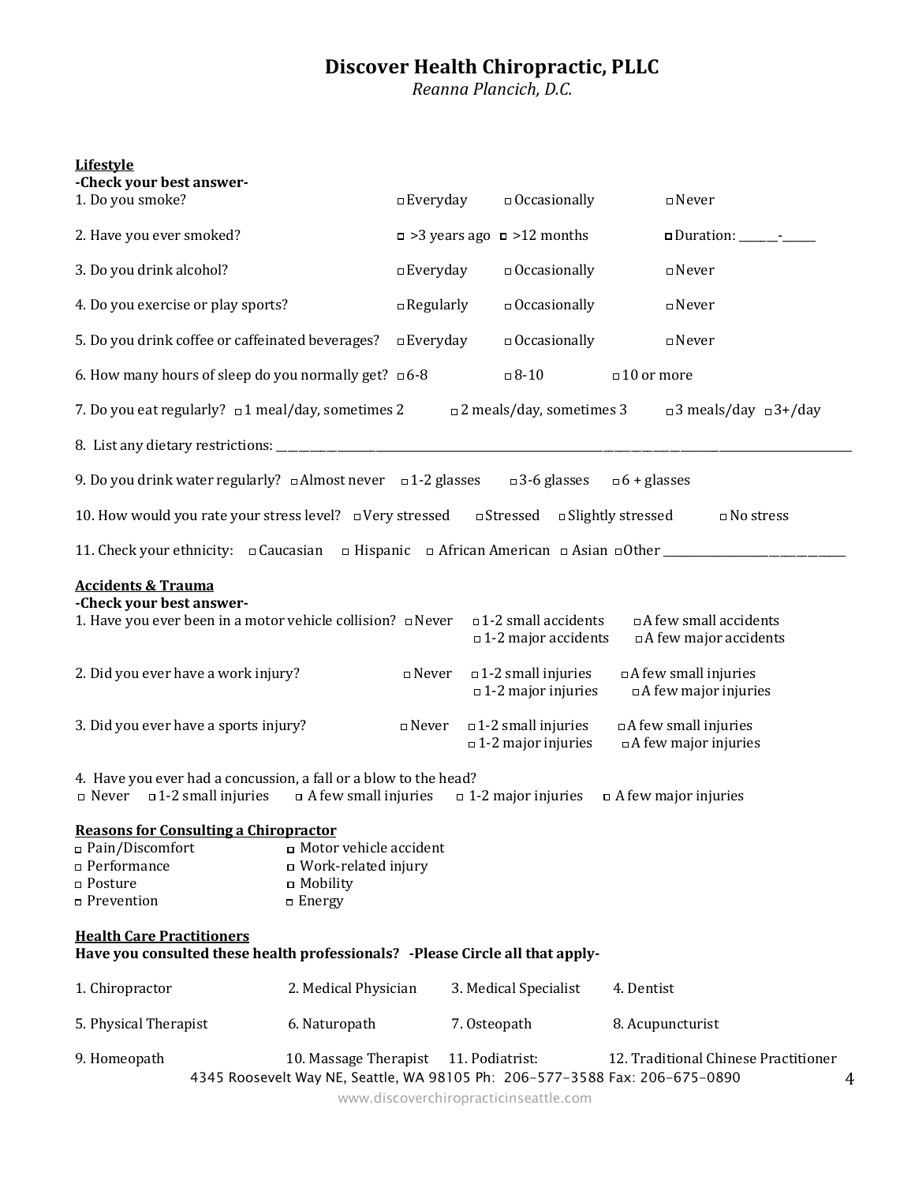# Discover Health Chiropractic, PLLC

*Reanna Plancich, D.C.*

**Lifestyle**

**-Check your best answer-**

1. Do you smoke? ☐ Everyday ☐ Occasionally ☐ Never
2. Have you ever smoked? ☐ >3 years ago ☐ >12 months ☐ Duration: _______-______
3. Do you drink alcohol? ☐ Everyday ☐ Occasionally ☐ Never
4. Do you exercise or play sports? ☐ Regularly ☐ Occasionally ☐ Never
5. Do you drink coffee or caffeinated beverages? ☐ Everyday ☐ Occasionally ☐ Never
6. How many hours of sleep do you normally get? ☐ 6-8 ☐ 8-10 ☐ 10 or more
7. Do you eat regularly? ☐ 1 meal/day, sometimes 2 ☐ 2 meals/day, sometimes 3 ☐ 3 meals/day ☐ 3+/day
8. List any dietary restrictions: ____________________________________________________________
9. Do you drink water regularly? ☐ Almost never ☐ 1-2 glasses ☐ 3-6 glasses ☐ 6 + glasses
10. How would you rate your stress level? ☐ Very stressed ☐ Stressed ☐ Slightly stressed ☐ No stress
11. Check your ethnicity: ☐ Caucasian ☐ Hispanic ☐ African American ☐ Asian ☐ Other ______________________

**Accidents & Trauma**

**-Check your best answer-**

1. Have you ever been in a motor vehicle collision? ☐ Never ☐ 1-2 small accidents ☐ A few small accidents ☐ 1-2 major accidents ☐ A few major accidents
2. Did you ever have a work injury? ☐ Never ☐ 1-2 small injuries ☐ A few small injuries ☐ 1-2 major injuries ☐ A few major injuries
3. Did you ever have a sports injury? ☐ Never ☐ 1-2 small injuries ☐ A few small injuries ☐ 1-2 major injuries ☐ A few major injuries
4. Have you ever had a concussion, a fall or a blow to the head?
   ☐ Never ☐ 1-2 small injuries ☐ A few small injuries ☐ 1-2 major injuries ☐ A few major injuries

**Reasons for Consulting a Chiropractor**

☐ Pain/Discomfort ☐ Motor vehicle accident
☐ Performance ☐ Work-related injury
☐ Posture ☐ Mobility
☐ Prevention ☐ Energy

**Health Care Practitioners**

**Have you consulted these health professionals? -Please Circle all that apply-**

1. Chiropractor 2. Medical Physician 3. Medical Specialist 4. Dentist

5. Physical Therapist 6. Naturopath 7. Osteopath 8. Acupuncturist

9. Homeopath 10. Massage Therapist 11. Podiatrist: 12. Traditional Chinese Practitioner

4345 Roosevelt Way NE, Seattle, WA 98105 Ph: 206-577-3588 Fax: 206-675-0890

www.discoverchiropracticinseattle.com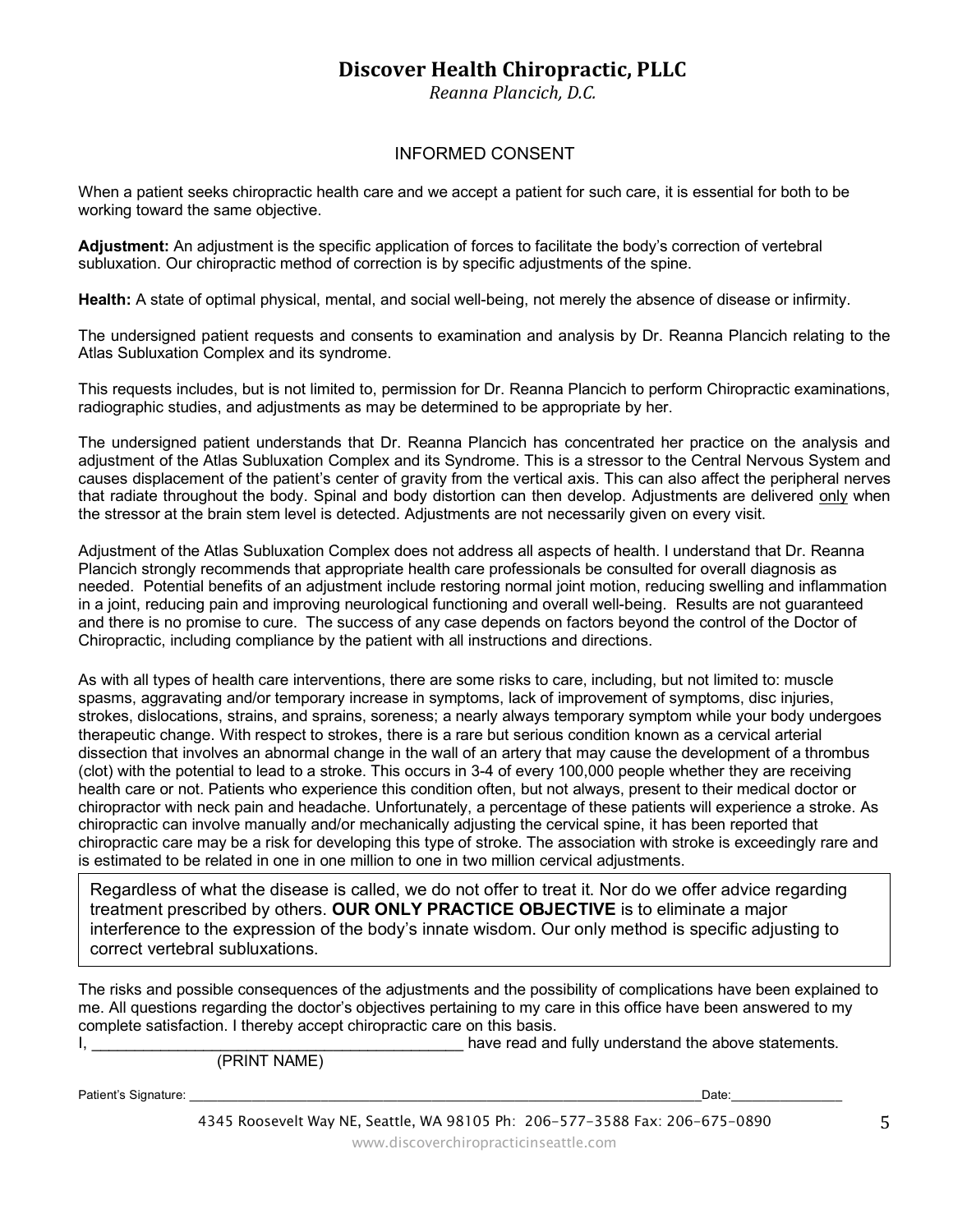# Discover Health Chiropractic, PLLC

*Reanna Plancich, D.C.*

## INFORMED CONSENT

When a patient seeks chiropractic health care and we accept a patient for such care, it is essential for both to be working toward the same objective.

**Adjustment:** An adjustment is the specific application of forces to facilitate the body's correction of vertebral subluxation. Our chiropractic method of correction is by specific adjustments of the spine.

**Health:** A state of optimal physical, mental, and social well-being, not merely the absence of disease or infirmity.

The undersigned patient requests and consents to examination and analysis by Dr. Reanna Plancich relating to the Atlas Subluxation Complex and its syndrome.

This requests includes, but is not limited to, permission for Dr. Reanna Plancich to perform Chiropractic examinations, radiographic studies, and adjustments as may be determined to be appropriate by her.

The undersigned patient understands that Dr. Reanna Plancich has concentrated her practice on the analysis and adjustment of the Atlas Subluxation Complex and its Syndrome. This is a stressor to the Central Nervous System and causes displacement of the patient's center of gravity from the vertical axis. This can also affect the peripheral nerves that radiate throughout the body. Spinal and body distortion can then develop. Adjustments are delivered <u>only</u> when the stressor at the brain stem level is detected. Adjustments are not necessarily given on every visit.

Adjustment of the Atlas Subluxation Complex does not address all aspects of health. I understand that Dr. Reanna Plancich strongly recommends that appropriate health care professionals be consulted for overall diagnosis as needed. Potential benefits of an adjustment include restoring normal joint motion, reducing swelling and inflammation in a joint, reducing pain and improving neurological functioning and overall well-being. Results are not guaranteed and there is no promise to cure. The success of any case depends on factors beyond the control of the Doctor of Chiropractic, including compliance by the patient with all instructions and directions.

As with all types of health care interventions, there are some risks to care, including, but not limited to: muscle spasms, aggravating and/or temporary increase in symptoms, lack of improvement of symptoms, disc injuries, strokes, dislocations, strains, and sprains, soreness; a nearly always temporary symptom while your body undergoes therapeutic change. With respect to strokes, there is a rare but serious condition known as a cervical arterial dissection that involves an abnormal change in the wall of an artery that may cause the development of a thrombus (clot) with the potential to lead to a stroke. This occurs in 3-4 of every 100,000 people whether they are receiving health care or not. Patients who experience this condition often, but not always, present to their medical doctor or chiropractor with neck pain and headache. Unfortunately, a percentage of these patients will experience a stroke. As chiropractic can involve manually and/or mechanically adjusting the cervical spine, it has been reported that chiropractic care may be a risk for developing this type of stroke. The association with stroke is exceedingly rare and is estimated to be related in one in one million to one in two million cervical adjustments.

> Regardless of what the disease is called, we do not offer to treat it. Nor do we offer advice regarding treatment prescribed by others. **OUR ONLY PRACTICE OBJECTIVE** is to eliminate a major interference to the expression of the body's innate wisdom. Our only method is specific adjusting to correct vertebral subluxations.

The risks and possible consequences of the adjustments and the possibility of complications have been explained to me. All questions regarding the doctor's objectives pertaining to my care in this office have been answered to my complete satisfaction. I thereby accept chiropractic care on this basis.

I, ___________________________________________ have read and fully understand the above statements.
(PRINT NAME)

Patient's Signature: ___________________________________________________________________________Date:_______________

4345 Roosevelt Way NE, Seattle, WA 98105 Ph: 206-577-3588 Fax: 206-675-0890

www.discoverchiropracticinseattle.com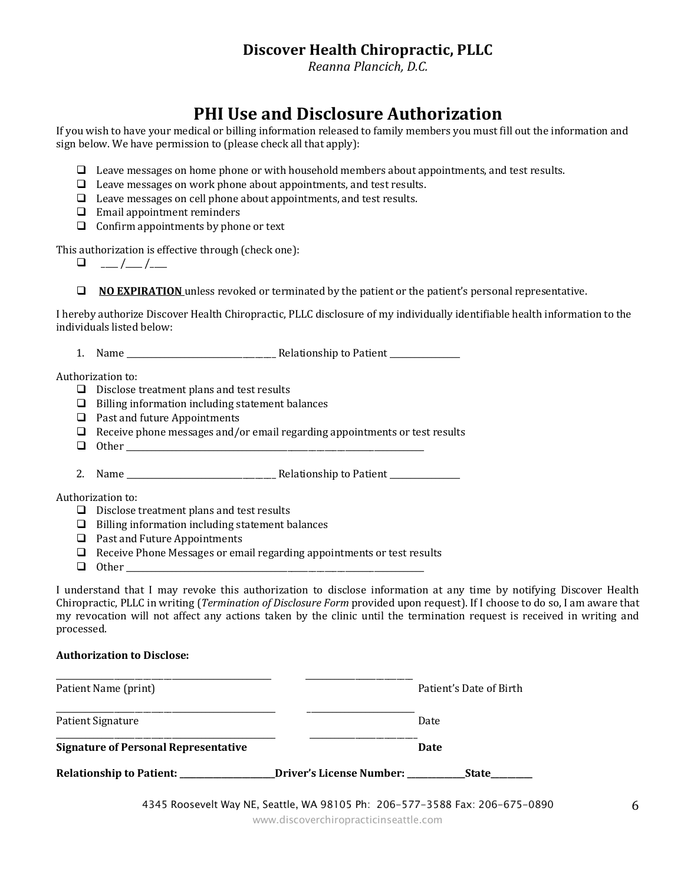**Discover Health Chiropractic, PLLC**
*Reanna Plancich, D.C.*

# PHI Use and Disclosure Authorization

If you wish to have your medical or billing information released to family members you must fill out the information and sign below. We have permission to (please check all that apply):

- ☐ Leave messages on home phone or with household members about appointments, and test results.
- ☐ Leave messages on work phone about appointments, and test results.
- ☐ Leave messages on cell phone about appointments, and test results.
- ☐ Email appointment reminders
- ☐ Confirm appointments by phone or text

This authorization is effective through (check one):

- ☐ ____ /____ /____
- ☐ **NO EXPIRATION** unless revoked or terminated by the patient or the patient's personal representative.

I hereby authorize Discover Health Chiropractic, PLLC disclosure of my individually identifiable health information to the individuals listed below:

1. Name ______________________________ Relationship to Patient _______________

Authorization to:

- ☐ Disclose treatment plans and test results
- ☐ Billing information including statement balances
- ☐ Past and future Appointments
- ☐ Receive phone messages and/or email regarding appointments or test results
- ☐ Other ______________________________________________________________

2. Name ______________________________ Relationship to Patient _______________

Authorization to:

- ☐ Disclose treatment plans and test results
- ☐ Billing information including statement balances
- ☐ Past and Future Appointments
- ☐ Receive Phone Messages or email regarding appointments or test results
- ☐ Other ______________________________________________________________

I understand that I may revoke this authorization to disclose information at any time by notifying Discover Health Chiropractic, PLLC in writing (*Termination of Disclosure Form* provided upon request). If I choose to do so, I am aware that my revocation will not affect any actions taken by the clinic until the termination request is received in writing and processed.

**Authorization to Disclose:**

________________________________________ ____________________
Patient Name (print) Patient's Date of Birth

________________________________________ ____________________
Patient Signature Date

________________________________________ ____________________
**Signature of Personal Representative** **Date**

**Relationship to Patient: ___________________ Driver's License Number: ____________ State________**

4345 Roosevelt Way NE, Seattle, WA 98105 Ph: 206-577-3588 Fax: 206-675-0890
www.discoverchiropracticinseattle.com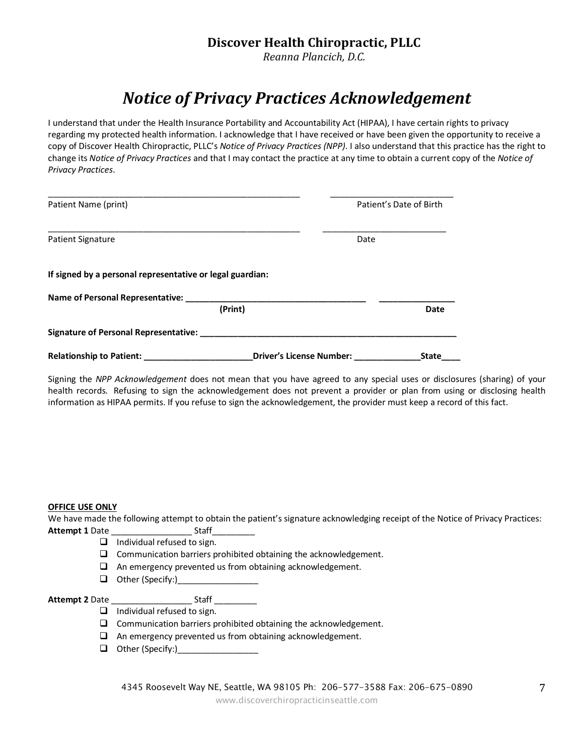**Discover Health Chiropractic, PLLC**
*Reanna Plancich, D.C.*

# *Notice of Privacy Practices Acknowledgement*

I understand that under the Health Insurance Portability and Accountability Act (HIPAA), I have certain rights to privacy regarding my protected health information. I acknowledge that I have received or have been given the opportunity to receive a copy of Discover Health Chiropractic, PLLC's *Notice of Privacy Practices (NPP)*. I also understand that this practice has the right to change its *Notice of Privacy Practices* and that I may contact the practice at any time to obtain a current copy of the *Notice of Privacy Practices*.

_______________________________________________________ ___________________________
Patient Name (print) Patient's Date of Birth

_______________________________________________________ ___________________________
Patient Signature Date

**If signed by a personal representative or legal guardian:**

**Name of Personal Representative: _______________________________________ ________________**
**(Print) Date**

**Signature of Personal Representative: _________________________________________________________**

**Relationship to Patient: _______________________Driver's License Number: ______________State____**

Signing the *NPP Acknowledgement* does not mean that you have agreed to any special uses or disclosures (sharing) of your health records. Refusing to sign the acknowledgement does not prevent a provider or plan from using or disclosing health information as HIPAA permits. If you refuse to sign the acknowledgement, the provider must keep a record of this fact.

**OFFICE USE ONLY**

We have made the following attempt to obtain the patient's signature acknowledging receipt of the Notice of Privacy Practices:

**Attempt 1** Date _________________ Staff_________

- ❑ Individual refused to sign.
- ❑ Communication barriers prohibited obtaining the acknowledgement.
- ❑ An emergency prevented us from obtaining acknowledgement.
- ❑ Other (Specify:)_________________

**Attempt 2** Date _________________ Staff _________

- ❑ Individual refused to sign.
- ❑ Communication barriers prohibited obtaining the acknowledgement.
- ❑ An emergency prevented us from obtaining acknowledgement.
- ❑ Other (Specify:)_________________

4345 Roosevelt Way NE, Seattle, WA 98105 Ph: 206-577-3588 Fax: 206-675-0890
www.discoverchiropracticinseattle.com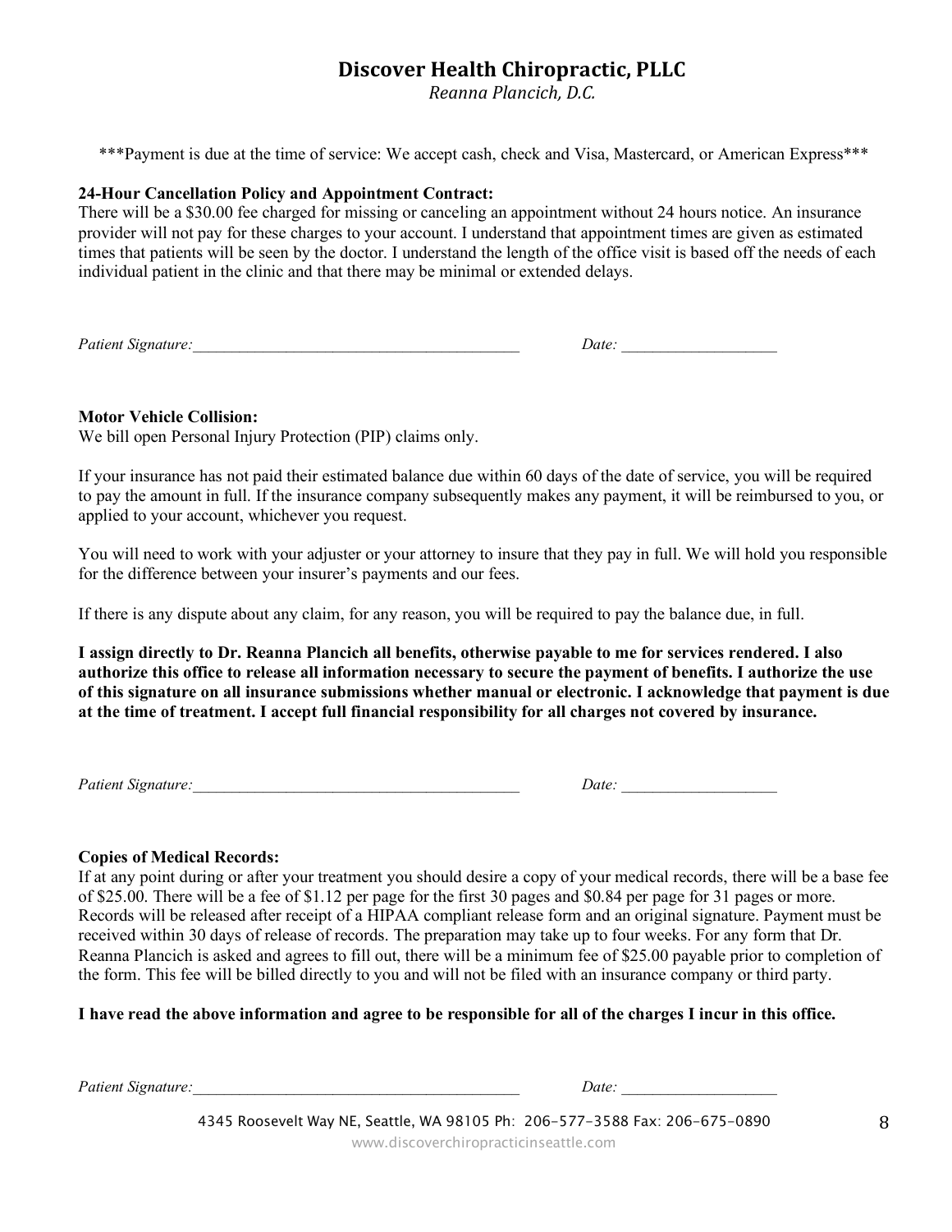# Discover Health Chiropractic, PLLC

*Reanna Plancich, D.C.*

***Payment is due at the time of service: We accept cash, check and Visa, Mastercard, or American Express***

**24-Hour Cancellation Policy and Appointment Contract:**
There will be a $30.00 fee charged for missing or canceling an appointment without 24 hours notice. An insurance provider will not pay for these charges to your account. I understand that appointment times are given as estimated times that patients will be seen by the doctor. I understand the length of the office visit is based off the needs of each individual patient in the clinic and that there may be minimal or extended delays.

*Patient Signature:*_________________________________________ *Date:* ___________________

**Motor Vehicle Collision:**
We bill open Personal Injury Protection (PIP) claims only.

If your insurance has not paid their estimated balance due within 60 days of the date of service, you will be required to pay the amount in full. If the insurance company subsequently makes any payment, it will be reimbursed to you, or applied to your account, whichever you request.

You will need to work with your adjuster or your attorney to insure that they pay in full. We will hold you responsible for the difference between your insurer's payments and our fees.

If there is any dispute about any claim, for any reason, you will be required to pay the balance due, in full.

**I assign directly to Dr. Reanna Plancich all benefits, otherwise payable to me for services rendered. I also authorize this office to release all information necessary to secure the payment of benefits. I authorize the use of this signature on all insurance submissions whether manual or electronic. I acknowledge that payment is due at the time of treatment. I accept full financial responsibility for all charges not covered by insurance.**

*Patient Signature:*_________________________________________ *Date:* ___________________

**Copies of Medical Records:**
If at any point during or after your treatment you should desire a copy of your medical records, there will be a base fee of $25.00. There will be a fee of $1.12 per page for the first 30 pages and $0.84 per page for 31 pages or more. Records will be released after receipt of a HIPAA compliant release form and an original signature. Payment must be received within 30 days of release of records. The preparation may take up to four weeks. For any form that Dr. Reanna Plancich is asked and agrees to fill out, there will be a minimum fee of $25.00 payable prior to completion of the form. This fee will be billed directly to you and will not be filed with an insurance company or third party.

**I have read the above information and agree to be responsible for all of the charges I incur in this office.**

*Patient Signature:*_________________________________________ *Date:* ___________________

4345 Roosevelt Way NE, Seattle, WA 98105 Ph: 206-577-3588 Fax: 206-675-0890

www.discoverchiropracticinseattle.com